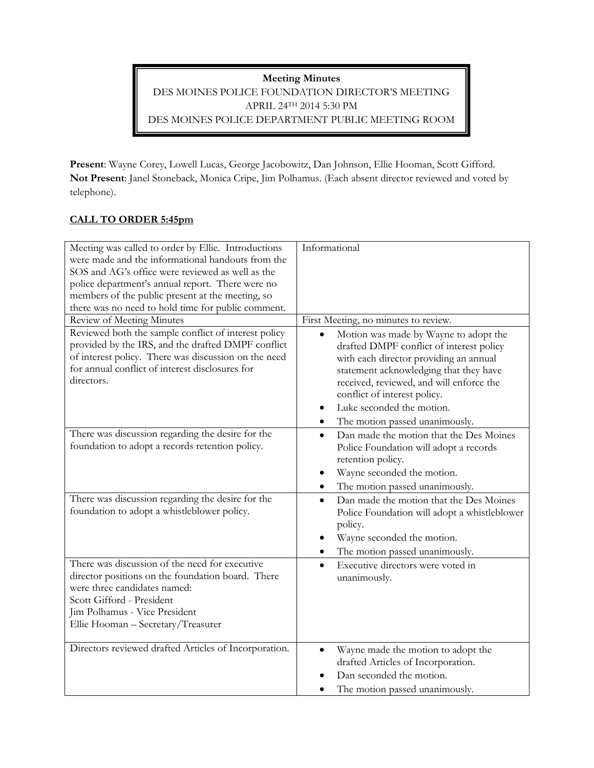**Meeting Minutes**

DES MOINES POLICE FOUNDATION DIRECTOR'S MEETING

APRIL 24TH 2014 5:30 PM

DES MOINES POLICE DEPARTMENT PUBLIC MEETING ROOM

**Present**: Wayne Corey, Lowell Lucas, George Jacobowitz, Dan Johnson, Ellie Hooman, Scott Gifford.
**Not Present**: Janel Stoneback, Monica Cripe, Jim Polhamus. (Each absent director reviewed and voted by telephone).

## CALL TO ORDER 5:45pm

| | |
|---|---|
| Meeting was called to order by Ellie. Introductions were made and the informational handouts from the SOS and AG's office were reviewed as well as the police department's annual report. There were no members of the public present at the meeting, so there was no need to hold time for public comment. | Informational |
| Review of Meeting Minutes | First Meeting, no minutes to review. |
| Reviewed both the sample conflict of interest policy provided by the IRS, and the drafted DMPF conflict of interest policy. There was discussion on the need for annual conflict of interest disclosures for directors. | • Motion was made by Wayne to adopt the drafted DMPF conflict of interest policy with each director providing an annual statement acknowledging that they have received, reviewed, and will enforce the conflict of interest policy.<br>• Luke seconded the motion.<br>• The motion passed unanimously. |
| There was discussion regarding the desire for the foundation to adopt a records retention policy. | • Dan made the motion that the Des Moines Police Foundation will adopt a records retention policy.<br>• Wayne seconded the motion.<br>• The motion passed unanimously. |
| There was discussion regarding the desire for the foundation to adopt a whistleblower policy. | • Dan made the motion that the Des Moines Police Foundation will adopt a whistleblower policy.<br>• Wayne seconded the motion.<br>• The motion passed unanimously. |
| There was discussion of the need for executive director positions on the foundation board. There were three candidates named:<br>Scott Gifford - President<br>Jim Polhamus - Vice President<br>Ellie Hooman – Secretary/Treasurer | • Executive directors were voted in unanimously. |
| Directors reviewed drafted Articles of Incorporation. | • Wayne made the motion to adopt the drafted Articles of Incorporation.<br>• Dan seconded the motion.<br>• The motion passed unanimously. |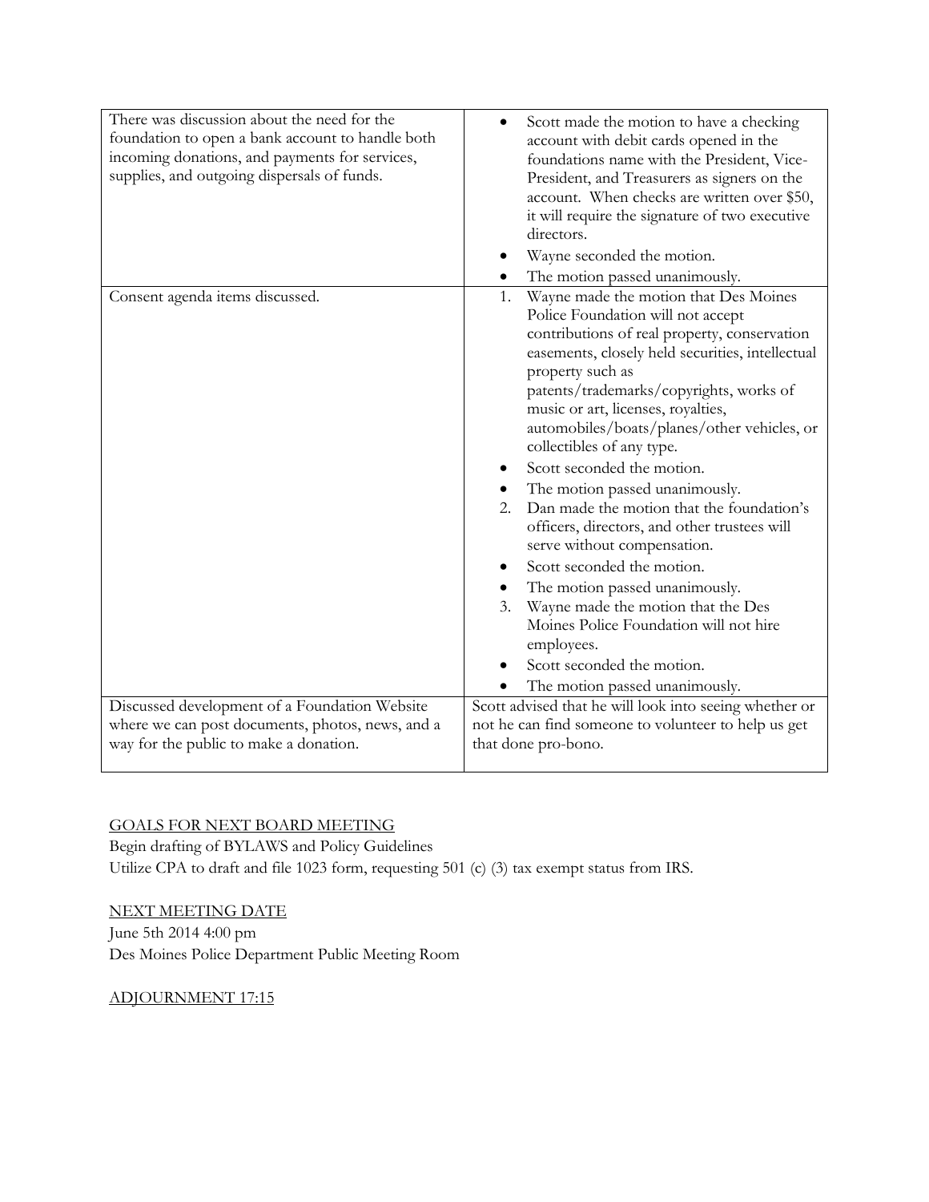| | |
|---|---|
| There was discussion about the need for the foundation to open a bank account to handle both incoming donations, and payments for services, supplies, and outgoing dispersals of funds. | • Scott made the motion to have a checking account with debit cards opened in the foundations name with the President, Vice-President, and Treasurers as signers on the account. When checks are written over $50, it will require the signature of two executive directors.<br>• Wayne seconded the motion.<br>• The motion passed unanimously. |
| Consent agenda items discussed. | 1. Wayne made the motion that Des Moines Police Foundation will not accept contributions of real property, conservation easements, closely held securities, intellectual property such as patents/trademarks/copyrights, works of music or art, licenses, royalties, automobiles/boats/planes/other vehicles, or collectibles of any type.<br>• Scott seconded the motion.<br>• The motion passed unanimously.<br>2. Dan made the motion that the foundation's officers, directors, and other trustees will serve without compensation.<br>• Scott seconded the motion.<br>• The motion passed unanimously.<br>3. Wayne made the motion that the Des Moines Police Foundation will not hire employees.<br>• Scott seconded the motion.<br>• The motion passed unanimously. |
| Discussed development of a Foundation Website where we can post documents, photos, news, and a way for the public to make a donation. | Scott advised that he will look into seeing whether or not he can find someone to volunteer to help us get that done pro-bono. |

<u>GOALS FOR NEXT BOARD MEETING</u>

Begin drafting of BYLAWS and Policy Guidelines
Utilize CPA to draft and file 1023 form, requesting 501 (c) (3) tax exempt status from IRS.

<u>NEXT MEETING DATE</u>

June 5th 2014 4:00 pm
Des Moines Police Department Public Meeting Room

<u>ADJOURNMENT 17:15</u>